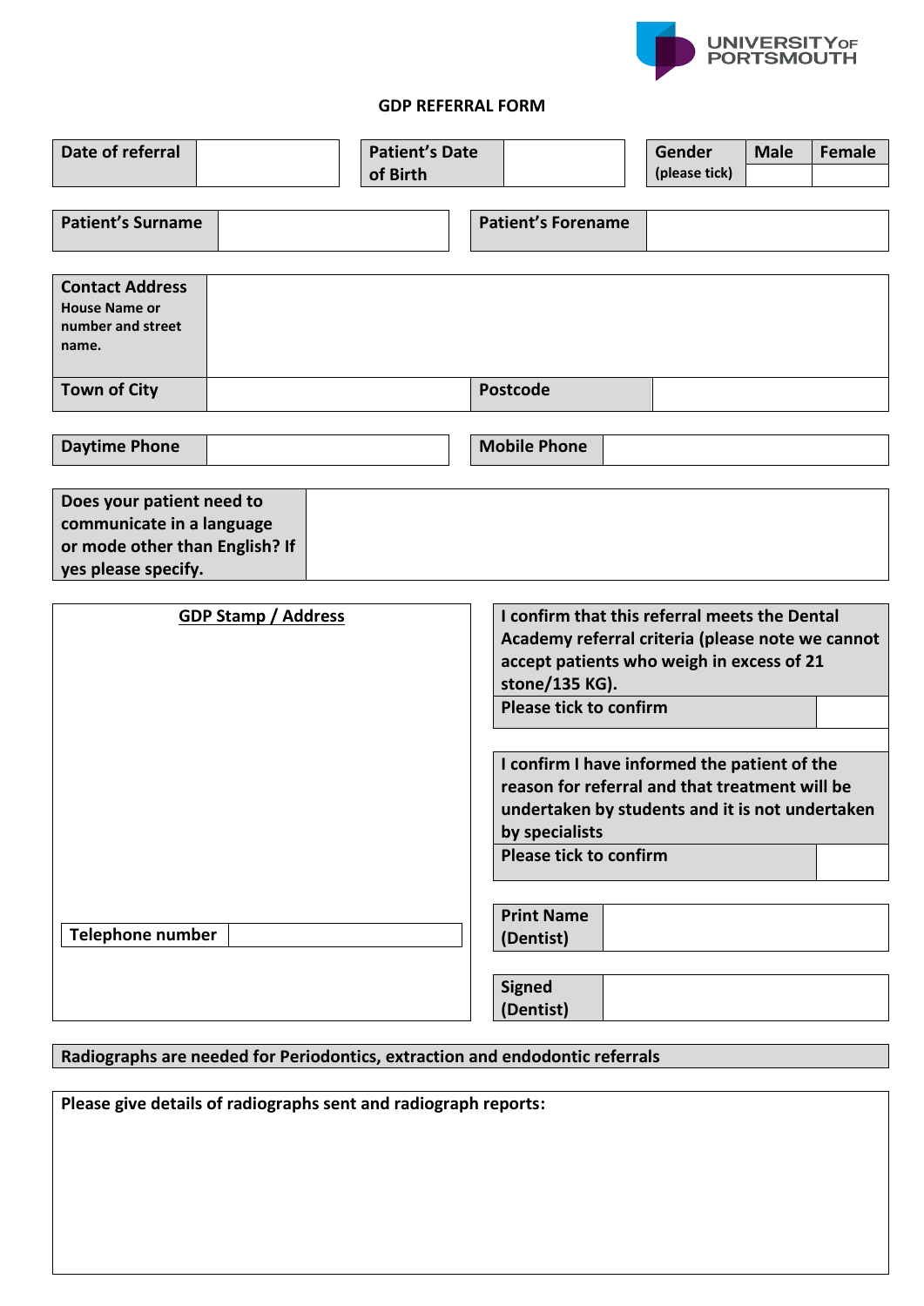UNIVERSITY OF PORTSMOUTH

# GDP REFERRAL FORM

| Date of referral | | Patient's Date of Birth | | Gender (please tick) | Male | Female |
|---|---|---|---|---|---|---|
| | | | | | | |

| Patient's Surname | | Patient's Forename | |
|---|---|---|---|

| Contact Address House Name or number and street name. | | | |
|---|---|---|---|
| Town of City | | Postcode | |

| Daytime Phone | | Mobile Phone | |
|---|---|---|---|

| Does your patient need to communicate in a language or mode other than English? If yes please specify. | |
|---|---|

**GDP Stamp / Address**

| Telephone number | |
|---|---|

| I confirm that this referral meets the Dental Academy referral criteria (please note we cannot accept patients who weigh in excess of 21 stone/135 KG). | |
|---|---|
| Please tick to confirm | |

| I confirm I have informed the patient of the reason for referral and that treatment will be undertaken by students and it is not undertaken by specialists | |
|---|---|
| Please tick to confirm | |

| Print Name (Dentist) | |
|---|---|

| Signed (Dentist) | |
|---|---|

**Radiographs are needed for Periodontics, extraction and endodontic referrals**

**Please give details of radiographs sent and radiograph reports:**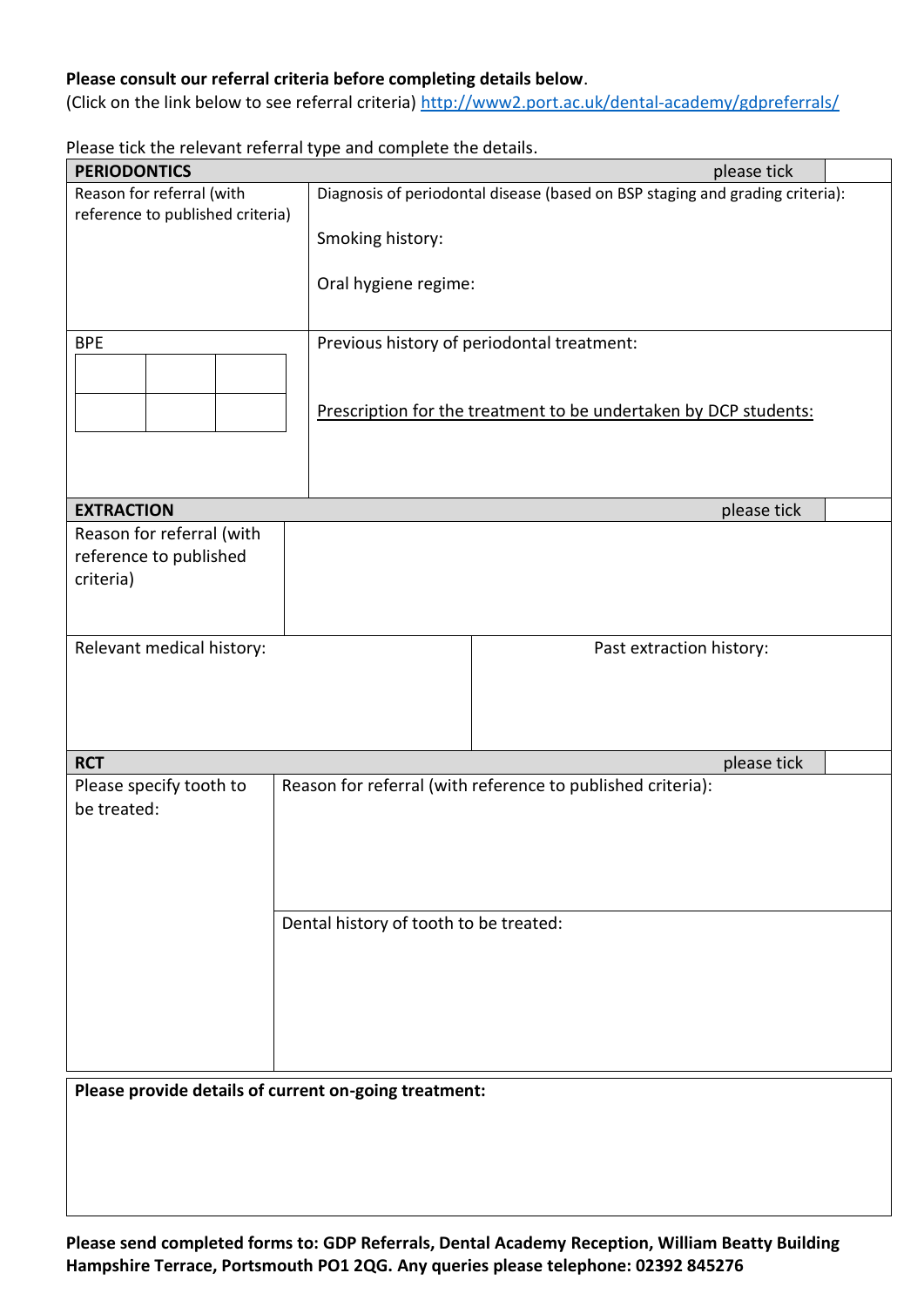**Please consult our referral criteria before completing details below**.
(Click on the link below to see referral criteria) http://www2.port.ac.uk/dental-academy/gdpreferrals/

Please tick the relevant referral type and complete the details.

| **PERIODONTICS** | please tick | |
|---|---|---|
| Reason for referral (with reference to published criteria) | Diagnosis of periodontal disease (based on BSP staging and grading criteria):<br><br>Smoking history:<br><br>Oral hygiene regime: | |
| BPE | Previous history of periodontal treatment:<br><br>Prescription for the treatment to be undertaken by DCP students: | |

| BPE | | |
|---|---|---|
| | | |
| | | |

| **EXTRACTION** | | please tick | |
|---|---|---|---|
| Reason for referral (with reference to published criteria) | | | |
| Relevant medical history: | | Past extraction history: | |

| **RCT** | please tick | |
|---|---|---|
| Please specify tooth to be treated: | Reason for referral (with reference to published criteria): | |
| | Dental history of tooth to be treated: | |

| **Please provide details of current on-going treatment:** |
|---|
| |

**Please send completed forms to: GDP Referrals, Dental Academy Reception, William Beatty Building Hampshire Terrace, Portsmouth PO1 2QG. Any queries please telephone: 02392 845276**